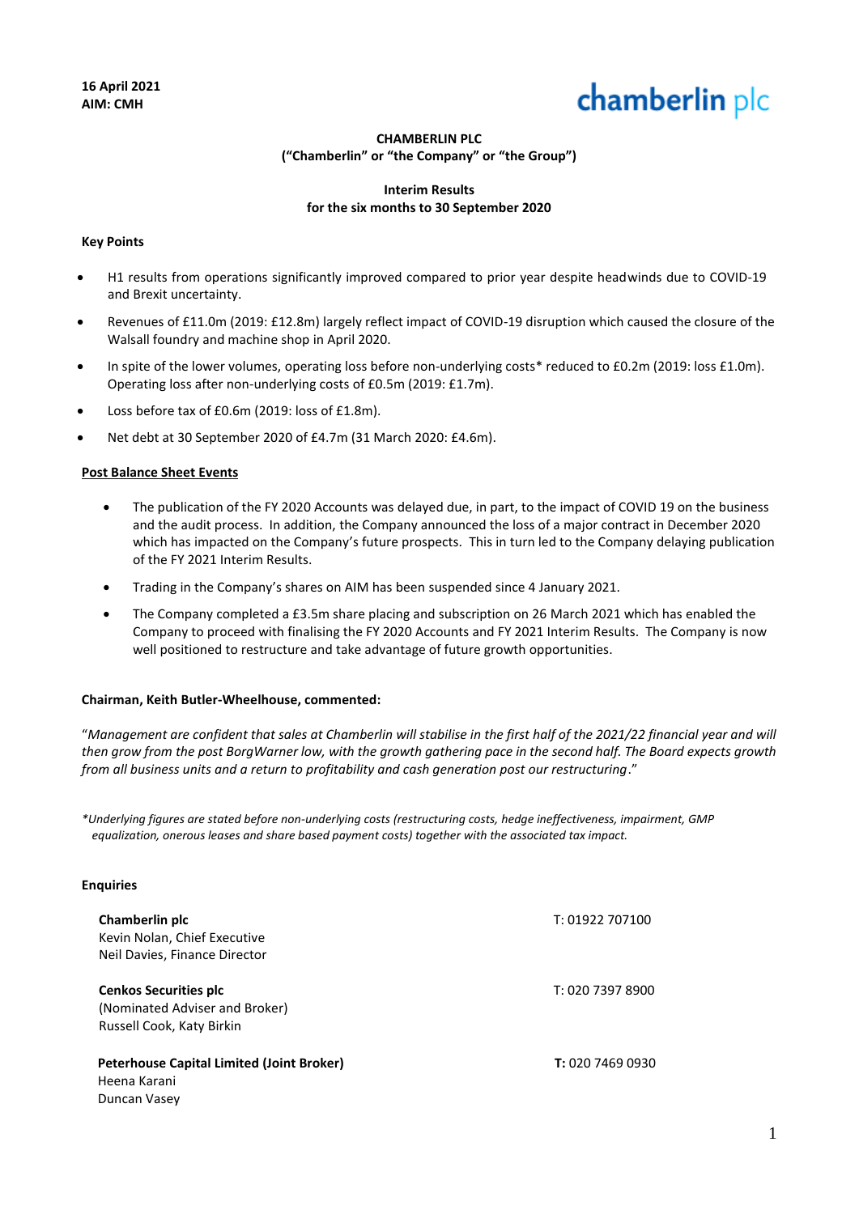**16 April 2021**
**AIM: CMH**

chamberlin plc

**CHAMBERLIN PLC**
**("Chamberlin" or "the Company" or "the Group")**

**Interim Results**
**for the six months to 30 September 2020**

**Key Points**

- H1 results from operations significantly improved compared to prior year despite headwinds due to COVID-19 and Brexit uncertainty.
- Revenues of £11.0m (2019: £12.8m) largely reflect impact of COVID-19 disruption which caused the closure of the Walsall foundry and machine shop in April 2020.
- In spite of the lower volumes, operating loss before non-underlying costs* reduced to £0.2m (2019: loss £1.0m). Operating loss after non-underlying costs of £0.5m (2019: £1.7m).
- Loss before tax of £0.6m (2019: loss of £1.8m).
- Net debt at 30 September 2020 of £4.7m (31 March 2020: £4.6m).

**Post Balance Sheet Events**

- The publication of the FY 2020 Accounts was delayed due, in part, to the impact of COVID 19 on the business and the audit process. In addition, the Company announced the loss of a major contract in December 2020 which has impacted on the Company's future prospects. This in turn led to the Company delaying publication of the FY 2021 Interim Results.
- Trading in the Company's shares on AIM has been suspended since 4 January 2021.
- The Company completed a £3.5m share placing and subscription on 26 March 2021 which has enabled the Company to proceed with finalising the FY 2020 Accounts and FY 2021 Interim Results. The Company is now well positioned to restructure and take advantage of future growth opportunities.

**Chairman, Keith Butler-Wheelhouse, commented:**

"*Management are confident that sales at Chamberlin will stabilise in the first half of the 2021/22 financial year and will then grow from the post BorgWarner low, with the growth gathering pace in the second half. The Board expects growth from all business units and a return to profitability and cash generation post our restructuring*."

*\*Underlying figures are stated before non-underlying costs (restructuring costs, hedge ineffectiveness, impairment, GMP equalization, onerous leases and share based payment costs) together with the associated tax impact.*

**Enquiries**

| | |
|---|---|
| **Chamberlin plc**<br>Kevin Nolan, Chief Executive<br>Neil Davies, Finance Director | T: 01922 707100 |
| **Cenkos Securities plc**<br>(Nominated Adviser and Broker)<br>Russell Cook, Katy Birkin | T: 020 7397 8900 |
| **Peterhouse Capital Limited (Joint Broker)**<br>Heena Karani<br>Duncan Vasey | **T:** 020 7469 0930 |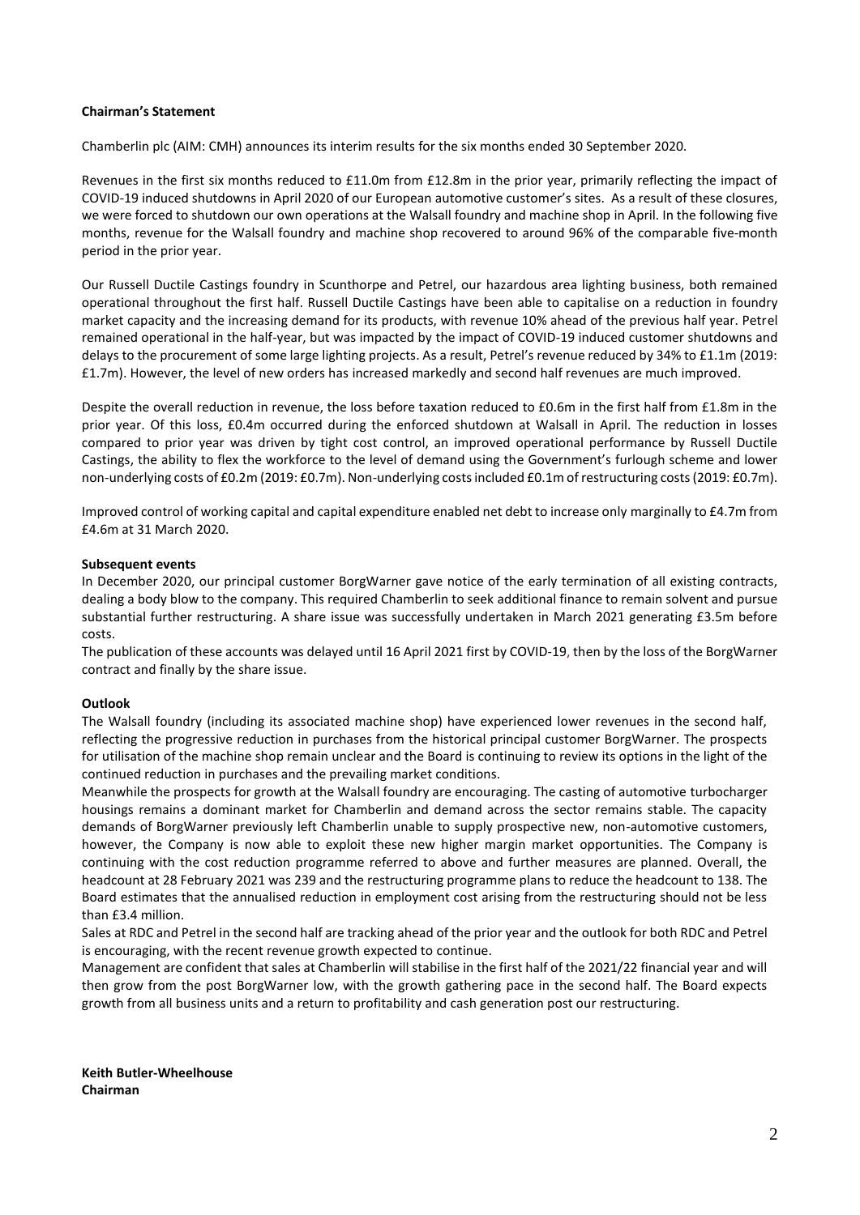**Chairman's Statement**

Chamberlin plc (AIM: CMH) announces its interim results for the six months ended 30 September 2020.

Revenues in the first six months reduced to £11.0m from £12.8m in the prior year, primarily reflecting the impact of COVID-19 induced shutdowns in April 2020 of our European automotive customer's sites. As a result of these closures, we were forced to shutdown our own operations at the Walsall foundry and machine shop in April. In the following five months, revenue for the Walsall foundry and machine shop recovered to around 96% of the comparable five-month period in the prior year.

Our Russell Ductile Castings foundry in Scunthorpe and Petrel, our hazardous area lighting business, both remained operational throughout the first half. Russell Ductile Castings have been able to capitalise on a reduction in foundry market capacity and the increasing demand for its products, with revenue 10% ahead of the previous half year. Petrel remained operational in the half-year, but was impacted by the impact of COVID-19 induced customer shutdowns and delays to the procurement of some large lighting projects. As a result, Petrel's revenue reduced by 34% to £1.1m (2019: £1.7m). However, the level of new orders has increased markedly and second half revenues are much improved.

Despite the overall reduction in revenue, the loss before taxation reduced to £0.6m in the first half from £1.8m in the prior year. Of this loss, £0.4m occurred during the enforced shutdown at Walsall in April. The reduction in losses compared to prior year was driven by tight cost control, an improved operational performance by Russell Ductile Castings, the ability to flex the workforce to the level of demand using the Government's furlough scheme and lower non-underlying costs of £0.2m (2019: £0.7m). Non-underlying costs included £0.1m of restructuring costs (2019: £0.7m).

Improved control of working capital and capital expenditure enabled net debt to increase only marginally to £4.7m from £4.6m at 31 March 2020.

**Subsequent events**

In December 2020, our principal customer BorgWarner gave notice of the early termination of all existing contracts, dealing a body blow to the company. This required Chamberlin to seek additional finance to remain solvent and pursue substantial further restructuring. A share issue was successfully undertaken in March 2021 generating £3.5m before costs.

The publication of these accounts was delayed until 16 April 2021 first by COVID-19, then by the loss of the BorgWarner contract and finally by the share issue.

**Outlook**

The Walsall foundry (including its associated machine shop) have experienced lower revenues in the second half, reflecting the progressive reduction in purchases from the historical principal customer BorgWarner. The prospects for utilisation of the machine shop remain unclear and the Board is continuing to review its options in the light of the continued reduction in purchases and the prevailing market conditions.

Meanwhile the prospects for growth at the Walsall foundry are encouraging. The casting of automotive turbocharger housings remains a dominant market for Chamberlin and demand across the sector remains stable. The capacity demands of BorgWarner previously left Chamberlin unable to supply prospective new, non-automotive customers, however, the Company is now able to exploit these new higher margin market opportunities. The Company is continuing with the cost reduction programme referred to above and further measures are planned. Overall, the headcount at 28 February 2021 was 239 and the restructuring programme plans to reduce the headcount to 138. The Board estimates that the annualised reduction in employment cost arising from the restructuring should not be less than £3.4 million.

Sales at RDC and Petrel in the second half are tracking ahead of the prior year and the outlook for both RDC and Petrel is encouraging, with the recent revenue growth expected to continue.

Management are confident that sales at Chamberlin will stabilise in the first half of the 2021/22 financial year and will then grow from the post BorgWarner low, with the growth gathering pace in the second half. The Board expects growth from all business units and a return to profitability and cash generation post our restructuring.

**Keith Butler-Wheelhouse**
**Chairman**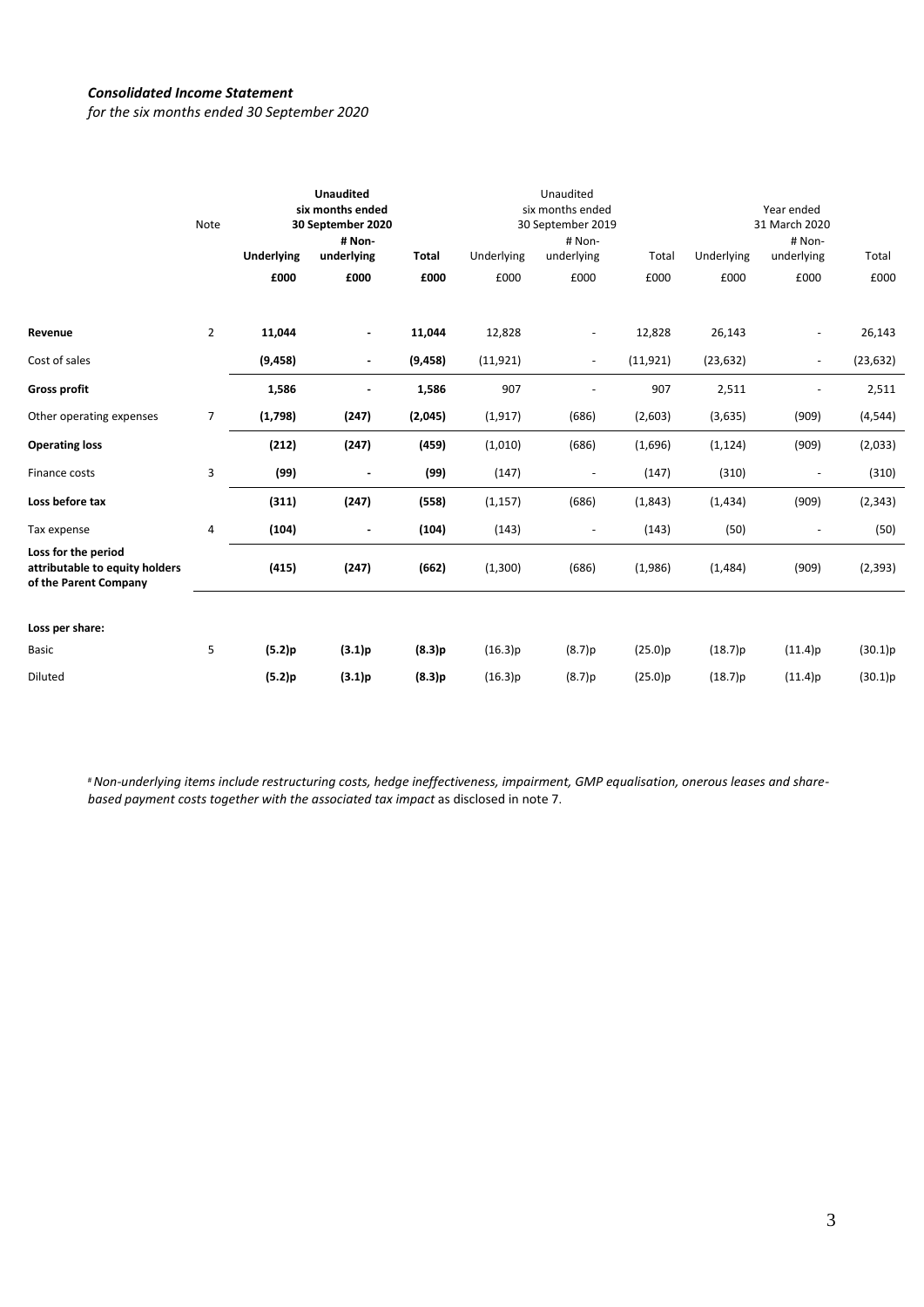***Consolidated Income Statement***

*for the six months ended 30 September 2020*

| | Note | **Unaudited six months ended 30 September 2020** | | | Unaudited six months ended 30 September 2019 | | | Year ended 31 March 2020 | | |
|---|---|---|---|---|---|---|---|---|---|---|
| | | **Underlying** | **# Non-underlying** | **Total** | Underlying | # Non-underlying | Total | Underlying | # Non-underlying | Total |
| | | **£000** | **£000** | **£000** | £000 | £000 | £000 | £000 | £000 | £000 |
| **Revenue** | 2 | **11,044** | **-** | **11,044** | 12,828 | - | 12,828 | 26,143 | - | 26,143 |
| Cost of sales | | **(9,458)** | **-** | **(9,458)** | (11,921) | - | (11,921) | (23,632) | - | (23,632) |
| **Gross profit** | | **1,586** | **-** | **1,586** | 907 | - | 907 | 2,511 | - | 2,511 |
| Other operating expenses | 7 | **(1,798)** | **(247)** | **(2,045)** | (1,917) | (686) | (2,603) | (3,635) | (909) | (4,544) |
| **Operating loss** | | **(212)** | **(247)** | **(459)** | (1,010) | (686) | (1,696) | (1,124) | (909) | (2,033) |
| Finance costs | 3 | **(99)** | **-** | **(99)** | (147) | - | (147) | (310) | - | (310) |
| **Loss before tax** | | **(311)** | **(247)** | **(558)** | (1,157) | (686) | (1,843) | (1,434) | (909) | (2,343) |
| Tax expense | 4 | **(104)** | **-** | **(104)** | (143) | - | (143) | (50) | - | (50) |
| **Loss for the period attributable to equity holders of the Parent Company** | | **(415)** | **(247)** | **(662)** | (1,300) | (686) | (1,986) | (1,484) | (909) | (2,393) |
| **Loss per share:** | | | | | | | | | | |
| Basic | 5 | **(5.2)p** | **(3.1)p** | **(8.3)p** | (16.3)p | (8.7)p | (25.0)p | (18.7)p | (11.4)p | (30.1)p |
| Diluted | | **(5.2)p** | **(3.1)p** | **(8.3)p** | (16.3)p | (8.7)p | (25.0)p | (18.7)p | (11.4)p | (30.1)p |

# *Non-underlying items include restructuring costs, hedge ineffectiveness, impairment, GMP equalisation, onerous leases and share-based payment costs together with the associated tax impact* as disclosed in note 7.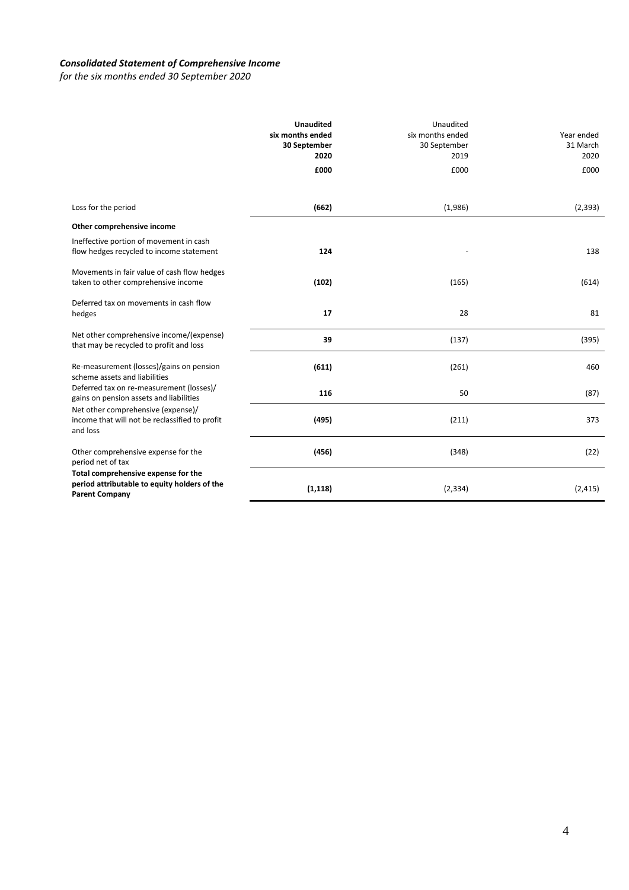***Consolidated Statement of Comprehensive Income***

*for the six months ended 30 September 2020*

| | **Unaudited six months ended 30 September 2020** | Unaudited six months ended 30 September 2019 | Year ended 31 March 2020 |
|---|---|---|---|
| | **£000** | £000 | £000 |
| Loss for the period | **(662)** | (1,986) | (2,393) |
| **Other comprehensive income** | | | |
| Ineffective portion of movement in cash flow hedges recycled to income statement | **124** | - | 138 |
| Movements in fair value of cash flow hedges taken to other comprehensive income | **(102)** | (165) | (614) |
| Deferred tax on movements in cash flow hedges | **17** | 28 | 81 |
| Net other comprehensive income/(expense) that may be recycled to profit and loss | **39** | (137) | (395) |
| Re-measurement (losses)/gains on pension scheme assets and liabilities | **(611)** | (261) | 460 |
| Deferred tax on re-measurement (losses)/ gains on pension assets and liabilities | **116** | 50 | (87) |
| Net other comprehensive (expense)/ income that will not be reclassified to profit and loss | **(495)** | (211) | 373 |
| Other comprehensive expense for the period net of tax | **(456)** | (348) | (22) |
| **Total comprehensive expense for the period attributable to equity holders of the Parent Company** | **(1,118)** | (2,334) | (2,415) |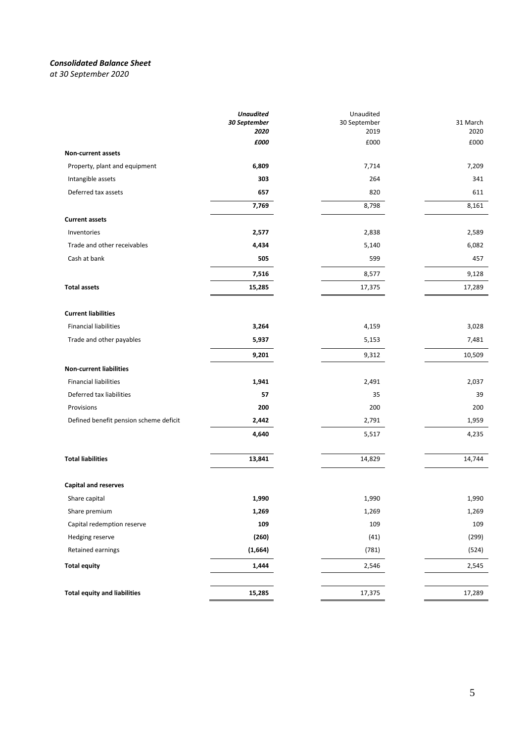***Consolidated Balance Sheet***

*at 30 September 2020*

| | ***Unaudited 30 September 2020*** | Unaudited 30 September 2019 | 31 March 2020 |
|---|---|---|---|
| | ***£000*** | £000 | £000 |
| **Non-current assets** | | | |
| Property, plant and equipment | **6,809** | 7,714 | 7,209 |
| Intangible assets | **303** | 264 | 341 |
| Deferred tax assets | **657** | 820 | 611 |
| | **7,769** | 8,798 | 8,161 |
| **Current assets** | | | |
| Inventories | **2,577** | 2,838 | 2,589 |
| Trade and other receivables | **4,434** | 5,140 | 6,082 |
| Cash at bank | **505** | 599 | 457 |
| | **7,516** | 8,577 | 9,128 |
| **Total assets** | **15,285** | 17,375 | 17,289 |
| **Current liabilities** | | | |
| Financial liabilities | **3,264** | 4,159 | 3,028 |
| Trade and other payables | **5,937** | 5,153 | 7,481 |
| | **9,201** | 9,312 | 10,509 |
| **Non-current liabilities** | | | |
| Financial liabilities | **1,941** | 2,491 | 2,037 |
| Deferred tax liabilities | **57** | 35 | 39 |
| Provisions | **200** | 200 | 200 |
| Defined benefit pension scheme deficit | **2,442** | 2,791 | 1,959 |
| | **4,640** | 5,517 | 4,235 |
| **Total liabilities** | **13,841** | 14,829 | 14,744 |
| **Capital and reserves** | | | |
| Share capital | **1,990** | 1,990 | 1,990 |
| Share premium | **1,269** | 1,269 | 1,269 |
| Capital redemption reserve | **109** | 109 | 109 |
| Hedging reserve | **(260)** | (41) | (299) |
| Retained earnings | **(1,664)** | (781) | (524) |
| **Total equity** | **1,444** | 2,546 | 2,545 |
| **Total equity and liabilities** | **15,285** | 17,375 | 17,289 |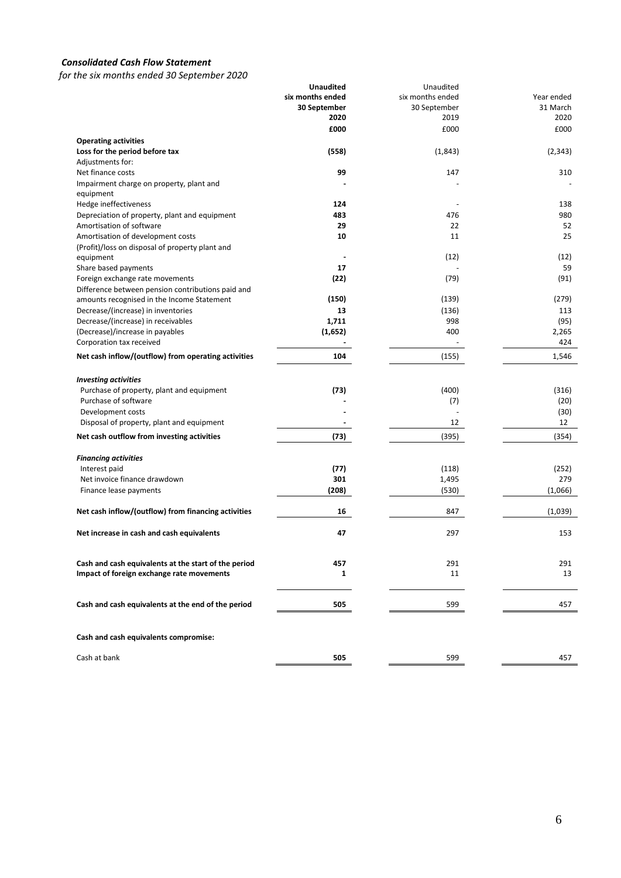***Consolidated Cash Flow Statement***

*for the six months ended 30 September 2020*

| | **Unaudited six months ended 30 September 2020** | Unaudited six months ended 30 September 2019 | Year ended 31 March 2020 |
|---|---|---|---|
| | **£000** | £000 | £000 |
| **Operating activities** | | | |
| **Loss for the period before tax** | **(558)** | (1,843) | (2,343) |
| Adjustments for: | | | |
| Net finance costs | **99** | 147 | 310 |
| Impairment charge on property, plant and equipment | **-** | - | - |
| Hedge ineffectiveness | **124** | - | 138 |
| Depreciation of property, plant and equipment | **483** | 476 | 980 |
| Amortisation of software | **29** | 22 | 52 |
| Amortisation of development costs | **10** | 11 | 25 |
| (Profit)/loss on disposal of property plant and equipment | **-** | (12) | (12) |
| Share based payments | **17** | - | 59 |
| Foreign exchange rate movements | **(22)** | (79) | (91) |
| Difference between pension contributions paid and amounts recognised in the Income Statement | **(150)** | (139) | (279) |
| Decrease/(increase) in inventories | **13** | (136) | 113 |
| Decrease/(increase) in receivables | **1,711** | 998 | (95) |
| (Decrease)/increase in payables | **(1,652)** | 400 | 2,265 |
| Corporation tax received | **-** | - | 424 |
| **Net cash inflow/(outflow) from operating activities** | **104** | (155) | 1,546 |
| ***Investing activities*** | | | |
| Purchase of property, plant and equipment | **(73)** | (400) | (316) |
| Purchase of software | **-** | (7) | (20) |
| Development costs | **-** | - | (30) |
| Disposal of property, plant and equipment | **-** | 12 | 12 |
| **Net cash outflow from investing activities** | **(73)** | (395) | (354) |
| ***Financing activities*** | | | |
| Interest paid | **(77)** | (118) | (252) |
| Net invoice finance drawdown | **301** | 1,495 | 279 |
| Finance lease payments | **(208)** | (530) | (1,066) |
| **Net cash inflow/(outflow) from financing activities** | **16** | 847 | (1,039) |
| **Net increase in cash and cash equivalents** | **47** | 297 | 153 |
| **Cash and cash equivalents at the start of the period** | **457** | 291 | 291 |
| **Impact of foreign exchange rate movements** | **1** | 11 | 13 |
| **Cash and cash equivalents at the end of the period** | **505** | 599 | 457 |
| **Cash and cash equivalents compromise:** | | | |
| Cash at bank | **505** | 599 | 457 |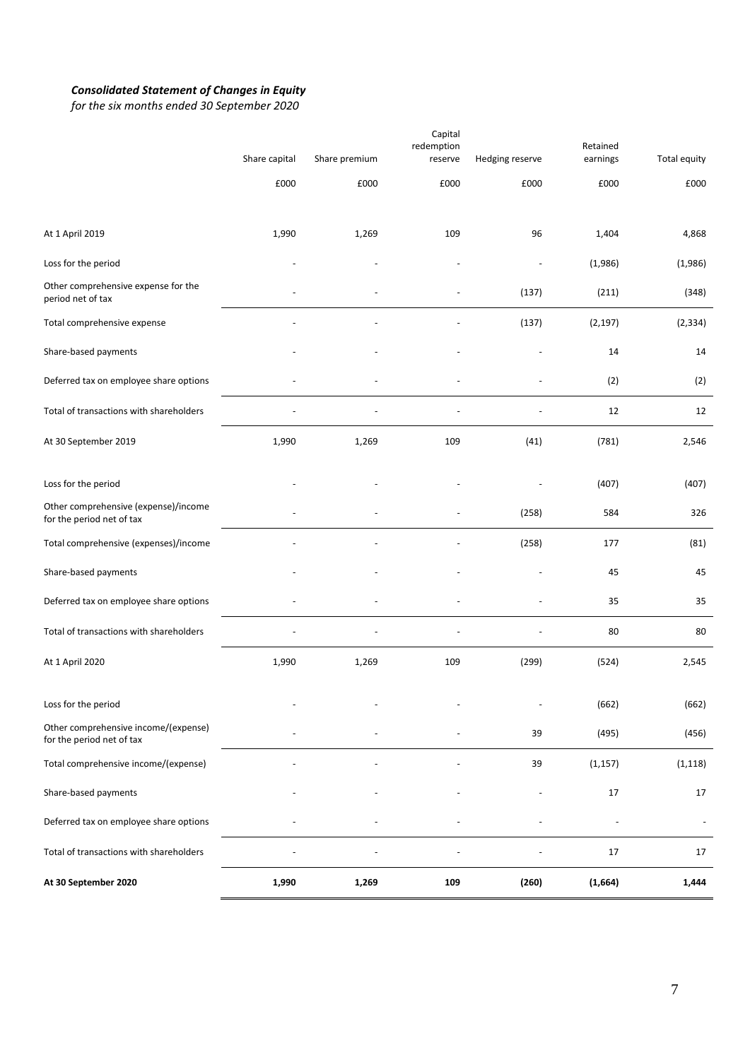***Consolidated Statement of Changes in Equity***

*for the six months ended 30 September 2020*

| | Share capital | Share premium | Capital redemption reserve | Hedging reserve | Retained earnings | Total equity |
|---|---|---|---|---|---|---|
| | £000 | £000 | £000 | £000 | £000 | £000 |
| At 1 April 2019 | 1,990 | 1,269 | 109 | 96 | 1,404 | 4,868 |
| Loss for the period | - | - | - | - | (1,986) | (1,986) |
| Other comprehensive expense for the period net of tax | - | - | - | (137) | (211) | (348) |
| Total comprehensive expense | - | - | - | (137) | (2,197) | (2,334) |
| Share-based payments | - | - | - | - | 14 | 14 |
| Deferred tax on employee share options | - | - | - | - | (2) | (2) |
| Total of transactions with shareholders | - | - | - | - | 12 | 12 |
| At 30 September 2019 | 1,990 | 1,269 | 109 | (41) | (781) | 2,546 |
| Loss for the period | - | - | - | - | (407) | (407) |
| Other comprehensive (expense)/income for the period net of tax | - | - | - | (258) | 584 | 326 |
| Total comprehensive (expenses)/income | - | - | - | (258) | 177 | (81) |
| Share-based payments | - | - | - | - | 45 | 45 |
| Deferred tax on employee share options | - | - | - | - | 35 | 35 |
| Total of transactions with shareholders | - | - | - | - | 80 | 80 |
| At 1 April 2020 | 1,990 | 1,269 | 109 | (299) | (524) | 2,545 |
| Loss for the period | - | - | - | - | (662) | (662) |
| Other comprehensive income/(expense) for the period net of tax | - | - | - | 39 | (495) | (456) |
| Total comprehensive income/(expense) | - | - | - | 39 | (1,157) | (1,118) |
| Share-based payments | - | - | - | - | 17 | 17 |
| Deferred tax on employee share options | - | - | - | - | - | - |
| Total of transactions with shareholders | - | - | - | - | 17 | 17 |
| **At 30 September 2020** | **1,990** | **1,269** | **109** | **(260)** | **(1,664)** | **1,444** |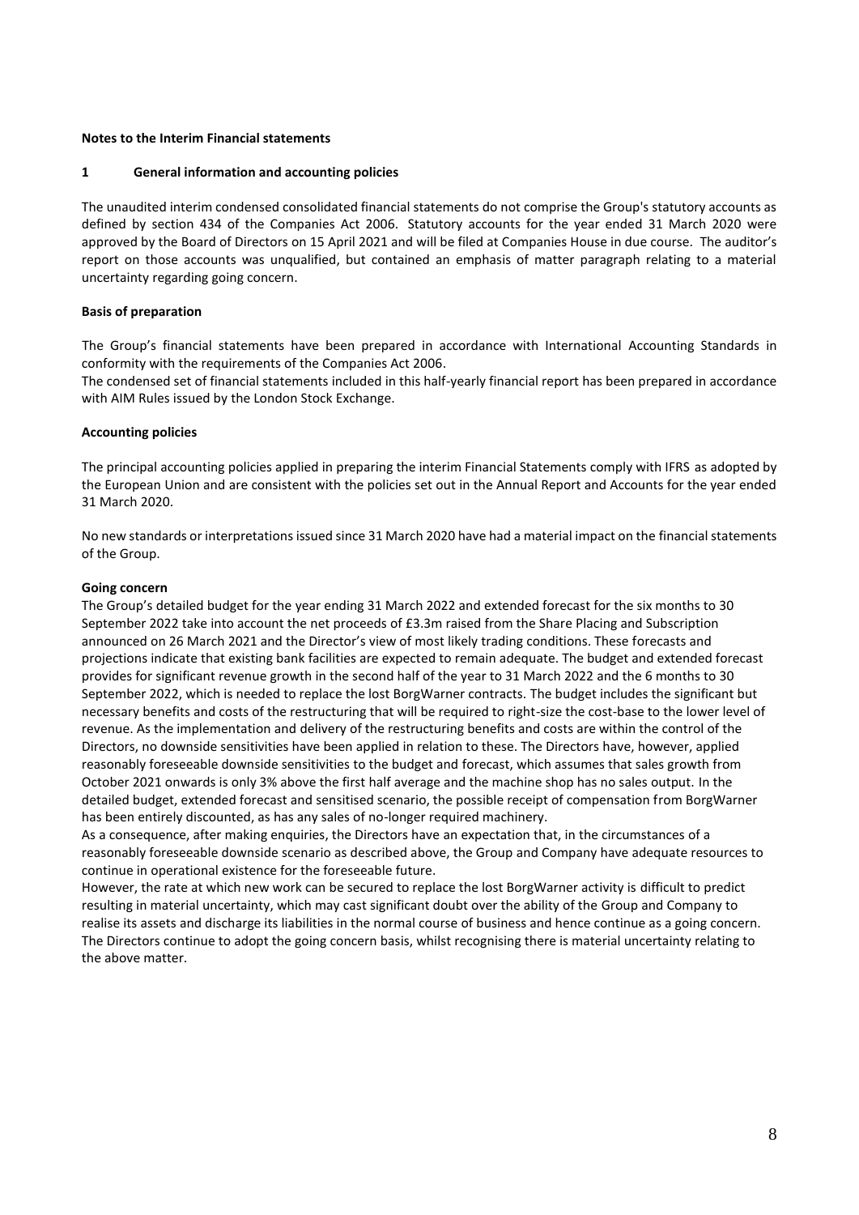**Notes to the Interim Financial statements**

## 1 General information and accounting policies

The unaudited interim condensed consolidated financial statements do not comprise the Group's statutory accounts as defined by section 434 of the Companies Act 2006. Statutory accounts for the year ended 31 March 2020 were approved by the Board of Directors on 15 April 2021 and will be filed at Companies House in due course. The auditor's report on those accounts was unqualified, but contained an emphasis of matter paragraph relating to a material uncertainty regarding going concern.

### Basis of preparation

The Group's financial statements have been prepared in accordance with International Accounting Standards in conformity with the requirements of the Companies Act 2006.

The condensed set of financial statements included in this half-yearly financial report has been prepared in accordance with AIM Rules issued by the London Stock Exchange.

### Accounting policies

The principal accounting policies applied in preparing the interim Financial Statements comply with IFRS as adopted by the European Union and are consistent with the policies set out in the Annual Report and Accounts for the year ended 31 March 2020.

No new standards or interpretations issued since 31 March 2020 have had a material impact on the financial statements of the Group.

### Going concern

The Group's detailed budget for the year ending 31 March 2022 and extended forecast for the six months to 30 September 2022 take into account the net proceeds of £3.3m raised from the Share Placing and Subscription announced on 26 March 2021 and the Director's view of most likely trading conditions. These forecasts and projections indicate that existing bank facilities are expected to remain adequate. The budget and extended forecast provides for significant revenue growth in the second half of the year to 31 March 2022 and the 6 months to 30 September 2022, which is needed to replace the lost BorgWarner contracts. The budget includes the significant but necessary benefits and costs of the restructuring that will be required to right-size the cost-base to the lower level of revenue. As the implementation and delivery of the restructuring benefits and costs are within the control of the Directors, no downside sensitivities have been applied in relation to these. The Directors have, however, applied reasonably foreseeable downside sensitivities to the budget and forecast, which assumes that sales growth from October 2021 onwards is only 3% above the first half average and the machine shop has no sales output. In the detailed budget, extended forecast and sensitised scenario, the possible receipt of compensation from BorgWarner has been entirely discounted, as has any sales of no-longer required machinery.

As a consequence, after making enquiries, the Directors have an expectation that, in the circumstances of a reasonably foreseeable downside scenario as described above, the Group and Company have adequate resources to continue in operational existence for the foreseeable future.

However, the rate at which new work can be secured to replace the lost BorgWarner activity is difficult to predict resulting in material uncertainty, which may cast significant doubt over the ability of the Group and Company to realise its assets and discharge its liabilities in the normal course of business and hence continue as a going concern. The Directors continue to adopt the going concern basis, whilst recognising there is material uncertainty relating to the above matter.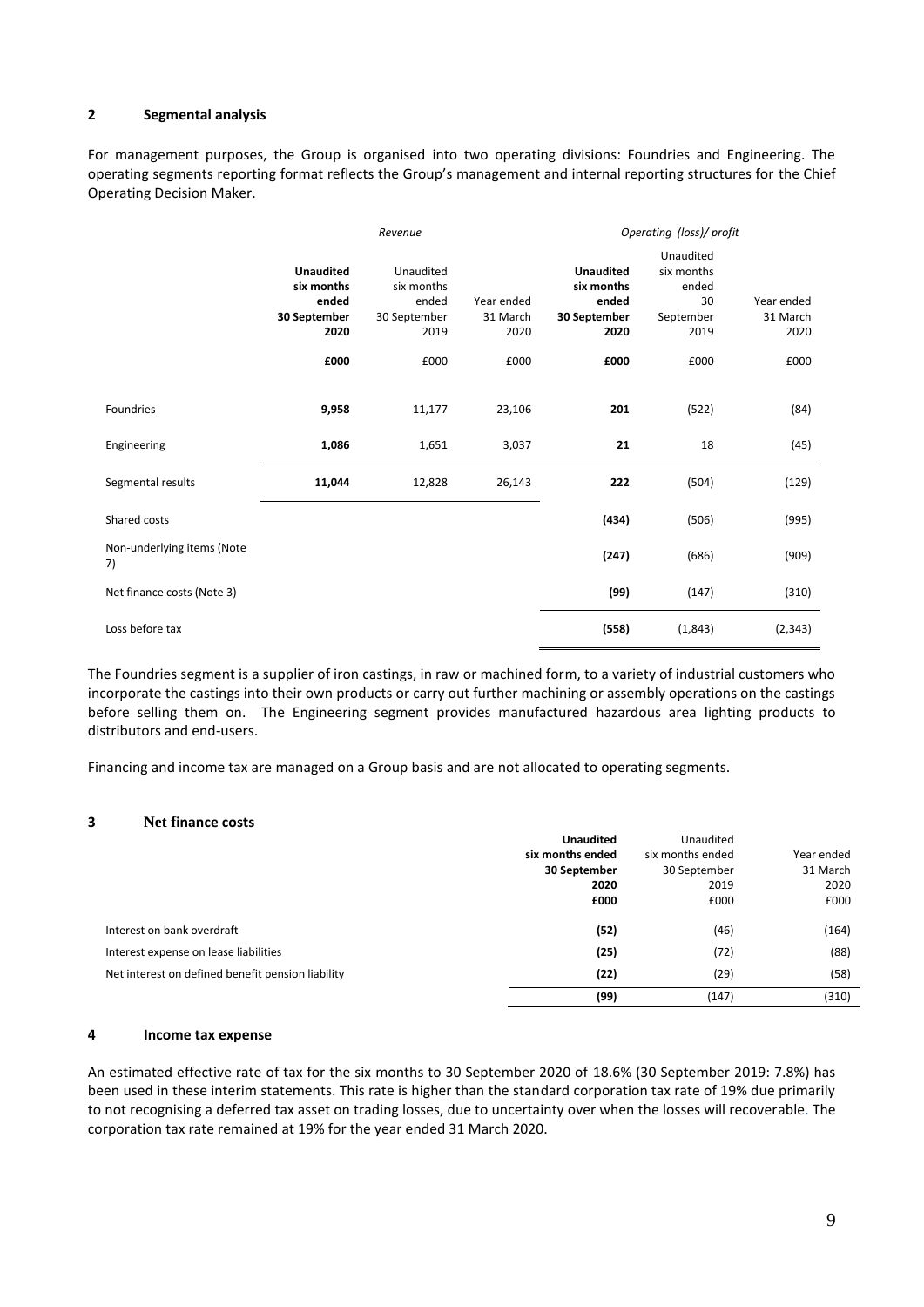## 2 Segmental analysis

For management purposes, the Group is organised into two operating divisions: Foundries and Engineering. The operating segments reporting format reflects the Group's management and internal reporting structures for the Chief Operating Decision Maker.

| | *Revenue* | | | *Operating (loss)/ profit* | | |
|---|---|---|---|---|---|---|
| | **Unaudited six months ended 30 September 2020** | Unaudited six months ended 30 September 2019 | Year ended 31 March 2020 | **Unaudited six months ended 30 September 2020** | Unaudited six months ended 30 September 2019 | Year ended 31 March 2020 |
| | **£000** | £000 | £000 | **£000** | £000 | £000 |
| Foundries | **9,958** | 11,177 | 23,106 | **201** | (522) | (84) |
| Engineering | **1,086** | 1,651 | 3,037 | **21** | 18 | (45) |
| Segmental results | **11,044** | 12,828 | 26,143 | **222** | (504) | (129) |
| Shared costs | | | | **(434)** | (506) | (995) |
| Non-underlying items (Note 7) | | | | **(247)** | (686) | (909) |
| Net finance costs (Note 3) | | | | **(99)** | (147) | (310) |
| Loss before tax | | | | **(558)** | (1,843) | (2,343) |

The Foundries segment is a supplier of iron castings, in raw or machined form, to a variety of industrial customers who incorporate the castings into their own products or carry out further machining or assembly operations on the castings before selling them on. The Engineering segment provides manufactured hazardous area lighting products to distributors and end-users.

Financing and income tax are managed on a Group basis and are not allocated to operating segments.

## 3 Net finance costs

| | **Unaudited six months ended 30 September 2020** | Unaudited six months ended 30 September 2019 | Year ended 31 March 2020 |
|---|---|---|---|
| | **£000** | £000 | £000 |
| Interest on bank overdraft | **(52)** | (46) | (164) |
| Interest expense on lease liabilities | **(25)** | (72) | (88) |
| Net interest on defined benefit pension liability | **(22)** | (29) | (58) |
| | **(99)** | (147) | (310) |

## 4 Income tax expense

An estimated effective rate of tax for the six months to 30 September 2020 of 18.6% (30 September 2019: 7.8%) has been used in these interim statements. This rate is higher than the standard corporation tax rate of 19% due primarily to not recognising a deferred tax asset on trading losses, due to uncertainty over when the losses will recoverable. The corporation tax rate remained at 19% for the year ended 31 March 2020.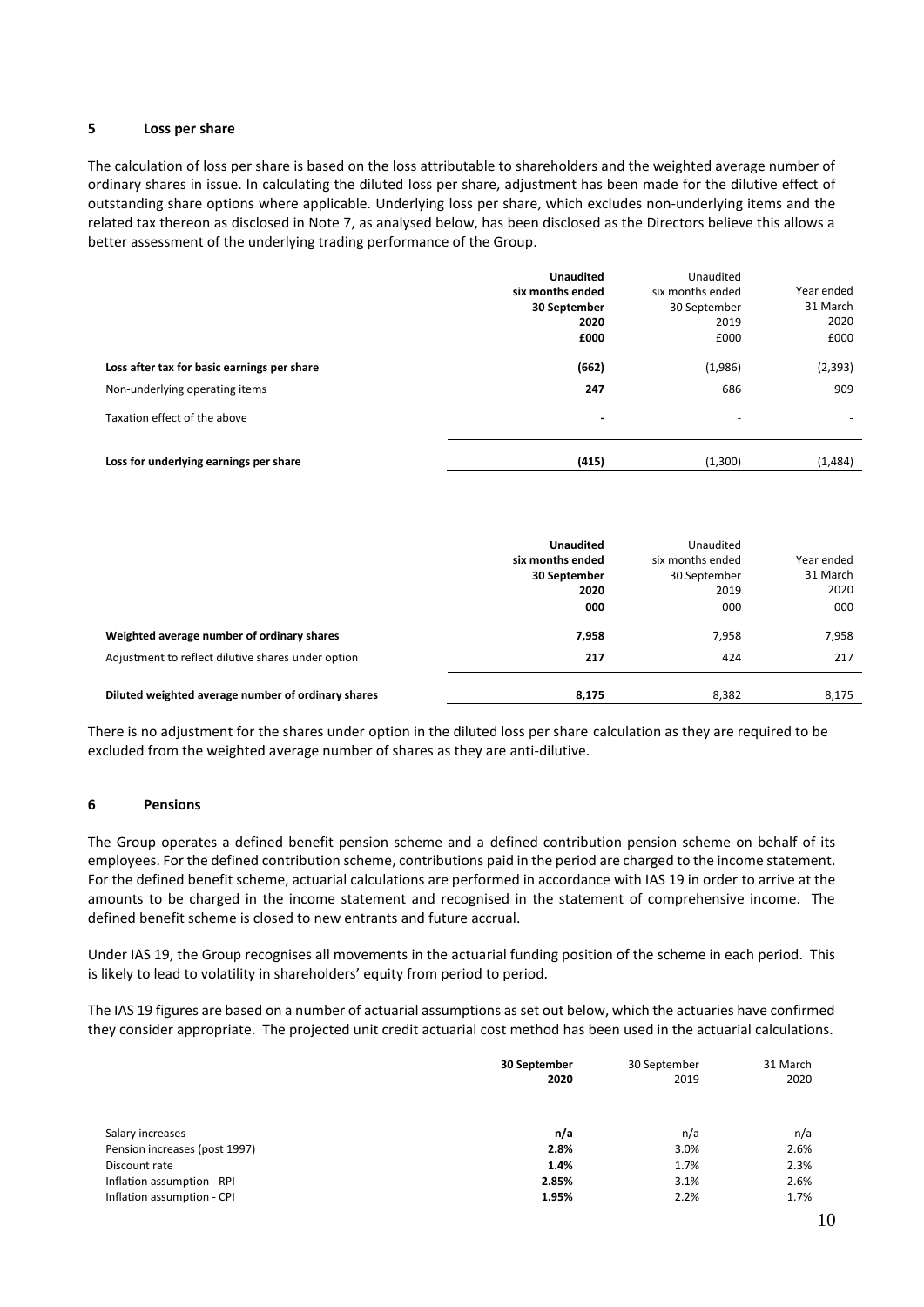## 5 Loss per share

The calculation of loss per share is based on the loss attributable to shareholders and the weighted average number of ordinary shares in issue. In calculating the diluted loss per share, adjustment has been made for the dilutive effect of outstanding share options where applicable. Underlying loss per share, which excludes non-underlying items and the related tax thereon as disclosed in Note 7, as analysed below, has been disclosed as the Directors believe this allows a better assessment of the underlying trading performance of the Group.

| | **Unaudited six months ended 30 September 2020 £000** | Unaudited six months ended 30 September 2019 £000 | Year ended 31 March 2020 £000 |
|---|---|---|---|
| **Loss after tax for basic earnings per share** | **(662)** | (1,986) | (2,393) |
| Non-underlying operating items | **247** | 686 | 909 |
| Taxation effect of the above | **-** | - | - |
| **Loss for underlying earnings per share** | **(415)** | (1,300) | (1,484) |

| | **Unaudited six months ended 30 September 2020 000** | Unaudited six months ended 30 September 2019 000 | Year ended 31 March 2020 000 |
|---|---|---|---|
| **Weighted average number of ordinary shares** | **7,958** | 7,958 | 7,958 |
| Adjustment to reflect dilutive shares under option | **217** | 424 | 217 |
| **Diluted weighted average number of ordinary shares** | **8,175** | 8,382 | 8,175 |

There is no adjustment for the shares under option in the diluted loss per share calculation as they are required to be excluded from the weighted average number of shares as they are anti-dilutive.

## 6 Pensions

The Group operates a defined benefit pension scheme and a defined contribution pension scheme on behalf of its employees. For the defined contribution scheme, contributions paid in the period are charged to the income statement. For the defined benefit scheme, actuarial calculations are performed in accordance with IAS 19 in order to arrive at the amounts to be charged in the income statement and recognised in the statement of comprehensive income. The defined benefit scheme is closed to new entrants and future accrual.

Under IAS 19, the Group recognises all movements in the actuarial funding position of the scheme in each period. This is likely to lead to volatility in shareholders' equity from period to period.

The IAS 19 figures are based on a number of actuarial assumptions as set out below, which the actuaries have confirmed they consider appropriate. The projected unit credit actuarial cost method has been used in the actuarial calculations.

| | **30 September 2020** | 30 September 2019 | 31 March 2020 |
|---|---|---|---|
| Salary increases | **n/a** | n/a | n/a |
| Pension increases (post 1997) | **2.8%** | 3.0% | 2.6% |
| Discount rate | **1.4%** | 1.7% | 2.3% |
| Inflation assumption - RPI | **2.85%** | 3.1% | 2.6% |
| Inflation assumption - CPI | **1.95%** | 2.2% | 1.7% |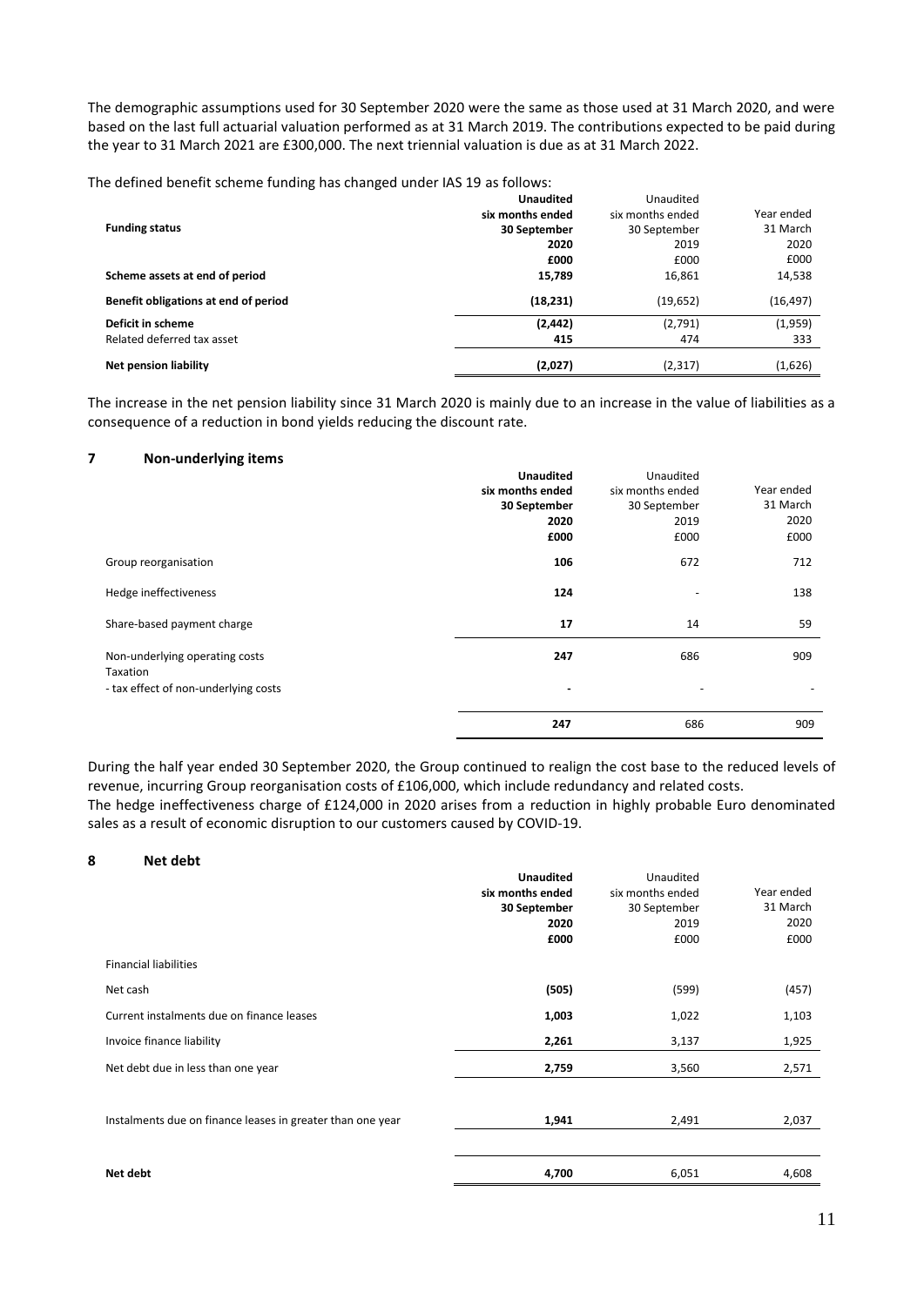The demographic assumptions used for 30 September 2020 were the same as those used at 31 March 2020, and were based on the last full actuarial valuation performed as at 31 March 2019. The contributions expected to be paid during the year to 31 March 2021 are £300,000. The next triennial valuation is due as at 31 March 2022.

The defined benefit scheme funding has changed under IAS 19 as follows:

| **Funding status** | **Unaudited six months ended 30 September 2020 £000** | Unaudited six months ended 30 September 2019 £000 | Year ended 31 March 2020 £000 |
|---|---|---|---|
| **Scheme assets at end of period** | **15,789** | 16,861 | 14,538 |
| **Benefit obligations at end of period** | **(18,231)** | (19,652) | (16,497) |
| **Deficit in scheme** | **(2,442)** | (2,791) | (1,959) |
| Related deferred tax asset | **415** | 474 | 333 |
| **Net pension liability** | **(2,027)** | (2,317) | (1,626) |

The increase in the net pension liability since 31 March 2020 is mainly due to an increase in the value of liabilities as a consequence of a reduction in bond yields reducing the discount rate.

## 7 Non-underlying items

| | **Unaudited six months ended 30 September 2020 £000** | Unaudited six months ended 30 September 2019 £000 | Year ended 31 March 2020 £000 |
|---|---|---|---|
| Group reorganisation | **106** | 672 | 712 |
| Hedge ineffectiveness | **124** | - | 138 |
| Share-based payment charge | **17** | 14 | 59 |
| Non-underlying operating costs | **247** | 686 | 909 |
| Taxation | | | |
| - tax effect of non-underlying costs | **-** | - | - |
| | **247** | 686 | 909 |

During the half year ended 30 September 2020, the Group continued to realign the cost base to the reduced levels of revenue, incurring Group reorganisation costs of £106,000, which include redundancy and related costs.
The hedge ineffectiveness charge of £124,000 in 2020 arises from a reduction in highly probable Euro denominated sales as a result of economic disruption to our customers caused by COVID-19.

## 8 Net debt

| | **Unaudited six months ended 30 September 2020 £000** | Unaudited six months ended 30 September 2019 £000 | Year ended 31 March 2020 £000 |
|---|---|---|---|
| Financial liabilities | | | |
| Net cash | **(505)** | (599) | (457) |
| Current instalments due on finance leases | **1,003** | 1,022 | 1,103 |
| Invoice finance liability | **2,261** | 3,137 | 1,925 |
| Net debt due in less than one year | **2,759** | 3,560 | 2,571 |
| Instalments due on finance leases in greater than one year | **1,941** | 2,491 | 2,037 |
| **Net debt** | **4,700** | 6,051 | 4,608 |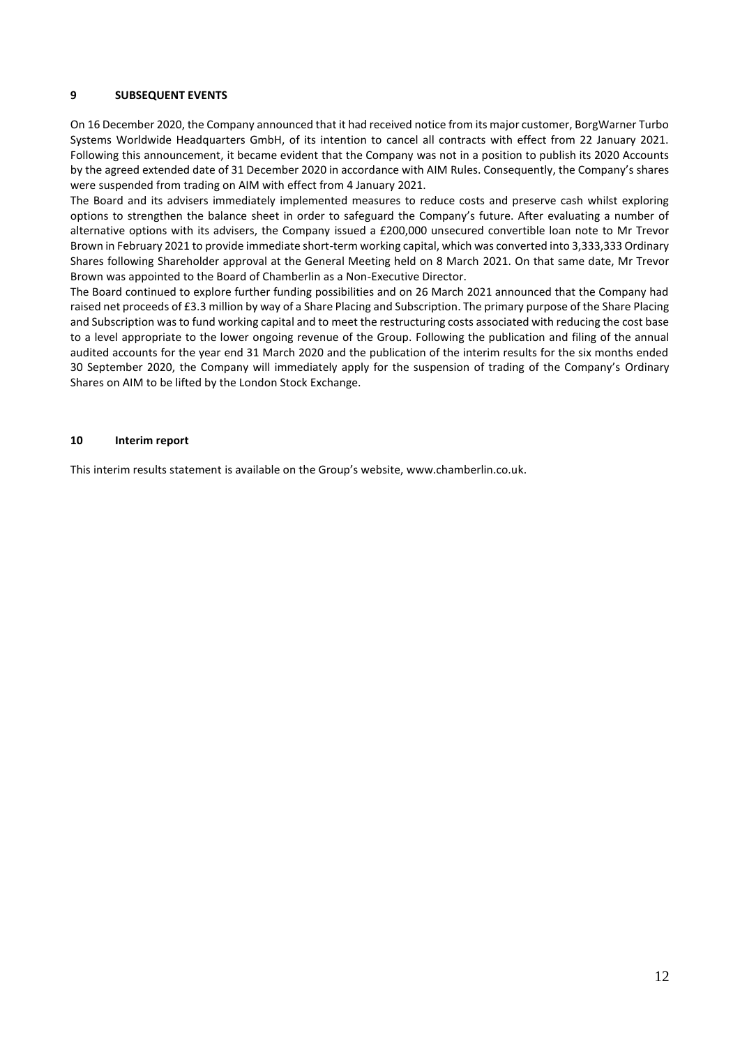## 9 SUBSEQUENT EVENTS

On 16 December 2020, the Company announced that it had received notice from its major customer, BorgWarner Turbo Systems Worldwide Headquarters GmbH, of its intention to cancel all contracts with effect from 22 January 2021. Following this announcement, it became evident that the Company was not in a position to publish its 2020 Accounts by the agreed extended date of 31 December 2020 in accordance with AIM Rules. Consequently, the Company's shares were suspended from trading on AIM with effect from 4 January 2021.

The Board and its advisers immediately implemented measures to reduce costs and preserve cash whilst exploring options to strengthen the balance sheet in order to safeguard the Company's future. After evaluating a number of alternative options with its advisers, the Company issued a £200,000 unsecured convertible loan note to Mr Trevor Brown in February 2021 to provide immediate short-term working capital, which was converted into 3,333,333 Ordinary Shares following Shareholder approval at the General Meeting held on 8 March 2021. On that same date, Mr Trevor Brown was appointed to the Board of Chamberlin as a Non-Executive Director.

The Board continued to explore further funding possibilities and on 26 March 2021 announced that the Company had raised net proceeds of £3.3 million by way of a Share Placing and Subscription. The primary purpose of the Share Placing and Subscription was to fund working capital and to meet the restructuring costs associated with reducing the cost base to a level appropriate to the lower ongoing revenue of the Group. Following the publication and filing of the annual audited accounts for the year end 31 March 2020 and the publication of the interim results for the six months ended 30 September 2020, the Company will immediately apply for the suspension of trading of the Company's Ordinary Shares on AIM to be lifted by the London Stock Exchange.

## 10 Interim report

This interim results statement is available on the Group's website, www.chamberlin.co.uk.